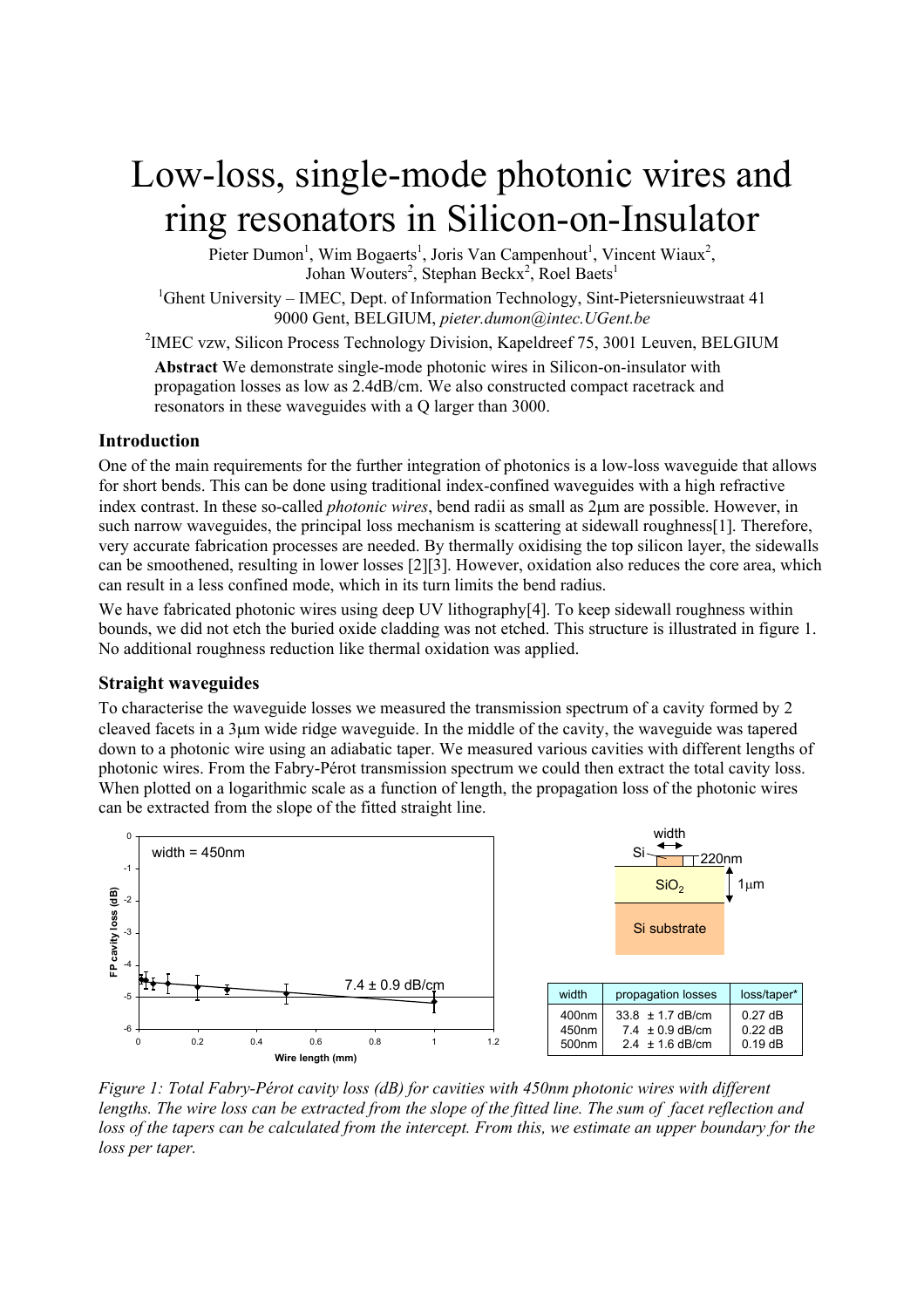# Low-loss, single-mode photonic wires and ring resonators in Silicon-on-Insulator

Pieter Dumon[1], Wim Bogaerts[1], Joris Van Campenhout[1], Vincent Wiaux[2], Johan Wouters[2], Stephan Beckx[2], Roel Baets[1]

[1]Ghent University – IMEC, Dept. of Information Technology, Sint-Pietersnieuwstraat 41 9000 Gent, BELGIUM, *pieter.dumon@intec.UGent.be*

[2]IMEC vzw, Silicon Process Technology Division, Kapeldreef 75, 3001 Leuven, BELGIUM

**Abstract** We demonstrate single-mode photonic wires in Silicon-on-insulator with propagation losses as low as 2.4dB/cm. We also constructed compact racetrack and resonators in these waveguides with a Q larger than 3000.

### Introduction

One of the main requirements for the further integration of photonics is a low-loss waveguide that allows for short bends. This can be done using traditional index-confined waveguides with a high refractive index contrast. In these so-called *photonic wires*, bend radii as small as 2μm are possible. However, in such narrow waveguides, the principal loss mechanism is scattering at sidewall roughness[1]. Therefore, very accurate fabrication processes are needed. By thermally oxidising the top silicon layer, the sidewalls can be smoothened, resulting in lower losses [2][3]. However, oxidation also reduces the core area, which can result in a less confined mode, which in its turn limits the bend radius.

We have fabricated photonic wires using deep UV lithography[4]. To keep sidewall roughness within bounds, we did not etch the buried oxide cladding was not etched. This structure is illustrated in figure 1. No additional roughness reduction like thermal oxidation was applied.

### Straight waveguides

To characterise the waveguide losses we measured the transmission spectrum of a cavity formed by 2 cleaved facets in a 3μm wide ridge waveguide. In the middle of the cavity, the waveguide was tapered down to a photonic wire using an adiabatic taper. We measured various cavities with different lengths of photonic wires. From the Fabry-Pérot transmission spectrum we could then extract the total cavity loss. When plotted on a logarithmic scale as a function of length, the propagation loss of the photonic wires can be extracted from the slope of the fitted straight line.

| width | propagation losses | loss/taper* |
|---|---|---|
| 400nm | 33.8 ± 1.7 dB/cm | 0.27 dB |
| 450nm | 7.4 ± 0.9 dB/cm | 0.22 dB |
| 500nm | 2.4 ± 1.6 dB/cm | 0.19 dB |

*Figure 1: Total Fabry-Pérot cavity loss (dB) for cavities with 450nm photonic wires with different lengths. The wire loss can be extracted from the slope of the fitted line. The sum of facet reflection and loss of the tapers can be calculated from the intercept. From this, we estimate an upper boundary for the loss per taper.*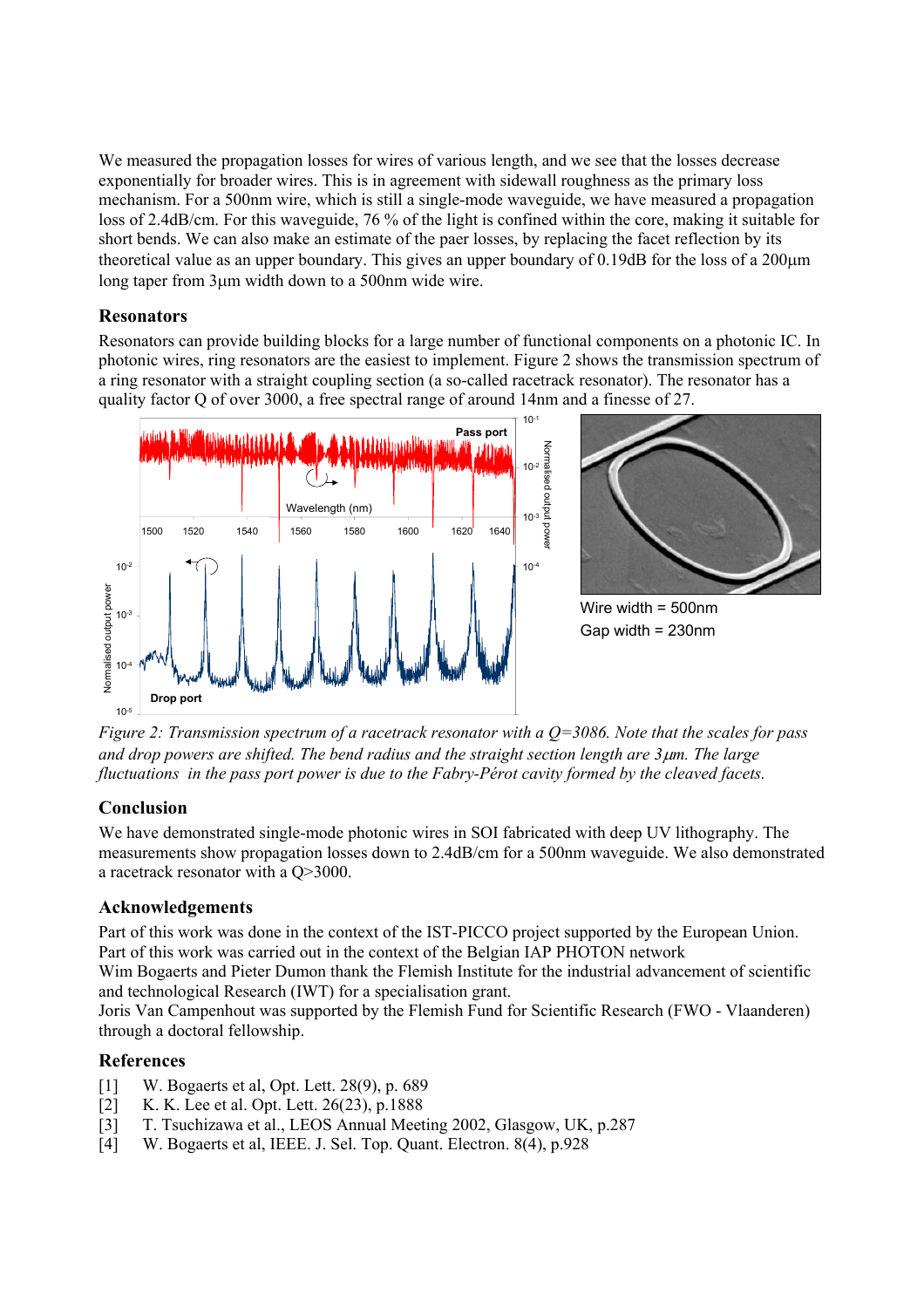We measured the propagation losses for wires of various length, and we see that the losses decrease exponentially for broader wires. This is in agreement with sidewall roughness as the primary loss mechanism. For a 500nm wire, which is still a single-mode waveguide, we have measured a propagation loss of 2.4dB/cm. For this waveguide, 76 % of the light is confined within the core, making it suitable for short bends. We can also make an estimate of the paer losses, by replacing the facet reflection by its theoretical value as an upper boundary. This gives an upper boundary of 0.19dB for the loss of a 200µm long taper from 3µm width down to a 500nm wide wire.

### Resonators

Resonators can provide building blocks for a large number of functional components on a photonic IC. In photonic wires, ring resonators are the easiest to implement. Figure 2 shows the transmission spectrum of a ring resonator with a straight coupling section (a so-called racetrack resonator). The resonator has a quality factor Q of over 3000, a free spectral range of around 14nm and a finesse of 27.

Pass port

Wavelength (nm)

1500 1520 1540 1560 1580 1600 1620 1640

Normalised output power

$10^{-1}$ $10^{-2}$ $10^{-3}$ $10^{-4}$

Normalised output power

$10^{-2}$ $10^{-3}$ $10^{-4}$ $10^{-5}$

Drop port

Wire width = 500nm

Gap width = 230nm

*Figure 2: Transmission spectrum of a racetrack resonator with a Q=3086. Note that the scales for pass and drop powers are shifted. The bend radius and the straight section length are 3µm. The large fluctuations in the pass port power is due to the Fabry-Pérot cavity formed by the cleaved facets.*

### Conclusion

We have demonstrated single-mode photonic wires in SOI fabricated with deep UV lithography. The measurements show propagation losses down to 2.4dB/cm for a 500nm waveguide. We also demonstrated a racetrack resonator with a Q>3000.

### Acknowledgements

Part of this work was done in the context of the IST-PICCO project supported by the European Union.
Part of this work was carried out in the context of the Belgian IAP PHOTON network
Wim Bogaerts and Pieter Dumon thank the Flemish Institute for the industrial advancement of scientific and technological Research (IWT) for a specialisation grant.
Joris Van Campenhout was supported by the Flemish Fund for Scientific Research (FWO - Vlaanderen) through a doctoral fellowship.

### References

[1] W. Bogaerts et al, Opt. Lett. 28(9), p. 689
[2] K. K. Lee et al. Opt. Lett. 26(23), p.1888
[3] T. Tsuchizawa et al., LEOS Annual Meeting 2002, Glasgow, UK, p.287
[4] W. Bogaerts et al, IEEE. J. Sel. Top. Quant. Electron. 8(4), p.928